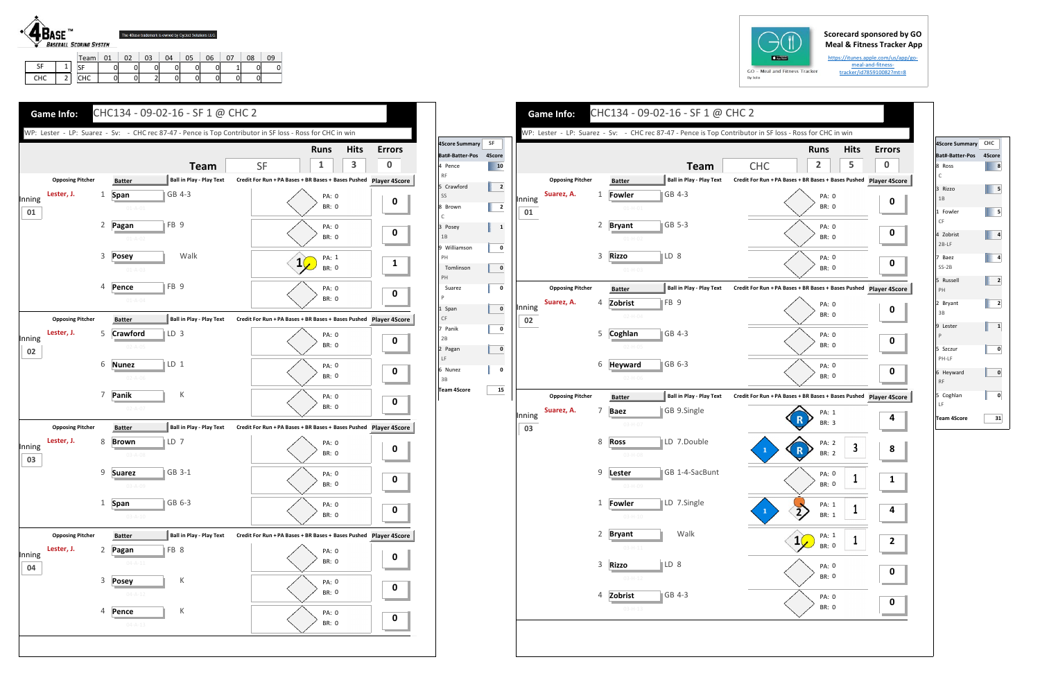4BASE™ BASEBALL SCORING SYSTEM

The 4Base trademark is owned by Cycled Solutions LLC

| | | Team | 01 | 02 | 03 | 04 | 05 | 06 | 07 | 08 | 09 |
|---|---|---|---|---|---|---|---|---|---|---|---|
| SF | 1 | SF | 0 | 0 | 0 | 0 | 0 | 0 | 1 | 0 | 0 |
| CHC | 2 | CHC | 0 | 0 | 2 | 0 | 0 | 0 | 0 | 0 | |

Scorecard sponsored by GO Meal & Fitness Tracker App

https://itunes.apple.com/us/app/go-meal-and-fitness-tracker/id785910082?mt=8

GO - Meal and Fitness Tracker

## Game Info: CHC134 - 09-02-16 - SF 1 @ CHC 2

WP: Lester - LP: Suarez - Sv: - CHC rec 87-47 - Pence is Top Contributor in SF loss - Ross for CHC in win

### Team: SF — Runs: 1 | Hits: 3 | Errors: 0

| Inning | Opposing Pitcher | # | Batter | Ball in Play - Play Text | Credit For Run + PA Bases + BR Bases + Bases Pushed | Player 4Score |
|---|---|---|---|---|---|---|
| 01 | Lester, J. | 1 | Span | GB 4-3 | PA: 0 BR: 0 | 0 |
| | | 2 | Pagan | FB 9 | PA: 0 BR: 0 | 0 |
| | | 3 | Posey | Walk | 1 PA: 1 BR: 0 | 1 |
| | | 4 | Pence | FB 9 | PA: 0 BR: 0 | 0 |
| 02 | Lester, J. | 5 | Crawford | LD 3 | PA: 0 BR: 0 | 0 |
| | | 6 | Nunez | LD 1 | PA: 0 BR: 0 | 0 |
| | | 7 | Panik | K | PA: 0 BR: 0 | 0 |
| 03 | Lester, J. | 8 | Brown | LD 7 | PA: 0 BR: 0 | 0 |
| | | 9 | Suarez | GB 3-1 | PA: 0 BR: 0 | 0 |
| | | 1 | Span | GB 6-3 | PA: 0 BR: 0 | 0 |
| 04 | Lester, J. | 2 | Pagan | FB 8 | PA: 0 BR: 0 | 0 |
| | | 3 | Posey | K | PA: 0 BR: 0 | 0 |
| | | 4 | Pence | K | PA: 0 BR: 0 | 0 |

| 4Score Summary SF | |
|---|---|
| Bat#-Batter-Pos | 4Score |
| 4 Pence RF | 10 |
| 5 Crawford SS | 2 |
| 8 Brown C | 2 |
| 3 Posey 1B | 1 |
| 9 Williamson PH | 0 |
| Tomlinson PH | 0 |
| Suarez P | 0 |
| 1 Span CF | 0 |
| 7 Panik 2B | 0 |
| 2 Pagan LF | 0 |
| 6 Nunez 3B | 0 |
| Team 4Score | 15 |

## Game Info: CHC134 - 09-02-16 - SF 1 @ CHC 2

WP: Lester - LP: Suarez - Sv: - CHC rec 87-47 - Pence is Top Contributor in SF loss - Ross for CHC in win

### Team: CHC — Runs: 2 | Hits: 5 | Errors: 0

| Inning | Opposing Pitcher | # | Batter | Ball in Play - Play Text | Credit For Run + PA Bases + BR Bases + Bases Pushed | Player 4Score |
|---|---|---|---|---|---|---|
| 01 | Suarez, A. | 1 | Fowler | GB 4-3 | PA: 0 BR: 0 | 0 |
| | | 2 | Bryant | GB 5-3 | PA: 0 BR: 0 | 0 |
| | | 3 | Rizzo | LD 8 | PA: 0 BR: 0 | 0 |
| 02 | Suarez, A. | 4 | Zobrist | FB 9 | PA: 0 BR: 0 | 0 |
| | | 5 | Coghlan | GB 4-3 | PA: 0 BR: 0 | 0 |
| | | 6 | Heyward | GB 6-3 | PA: 0 BR: 0 | 0 |
| 03 | Suarez, A. | 7 | Baez | GB 9.Single | R PA: 1 BR: 3 | 4 |
| | | 8 | Ross | LD 7.Double | 1 R PA: 2 BR: 2 3 | 8 |
| | | 9 | Lester | GB 1-4-SacBunt | PA: 0 BR: 0 1 | 1 |
| | | 1 | Fowler | LD 7.Single | 1 2 PA: 1 BR: 1 1 | 4 |
| | | 2 | Bryant | Walk | 1 PA: 1 BR: 0 1 | 2 |
| | | 3 | Rizzo | LD 8 | PA: 0 BR: 0 | 0 |
| | | 4 | Zobrist | GB 4-3 | PA: 0 BR: 0 | 0 |

| 4Score Summary CHC | |
|---|---|
| Bat#-Batter-Pos | 4Score |
| 8 Ross C | 8 |
| 3 Rizzo 1B | 5 |
| 1 Fowler CF | 5 |
| 4 Zobrist 2B-LF | 4 |
| 7 Baez SS-2B | 4 |
| 5 Russell PH | 2 |
| 2 Bryant 3B | 2 |
| 9 Lester P | 1 |
| 5 Szczur PH-LF | 0 |
| 6 Heyward RF | 0 |
| 5 Coghlan LF | 0 |
| Team 4Score | 31 |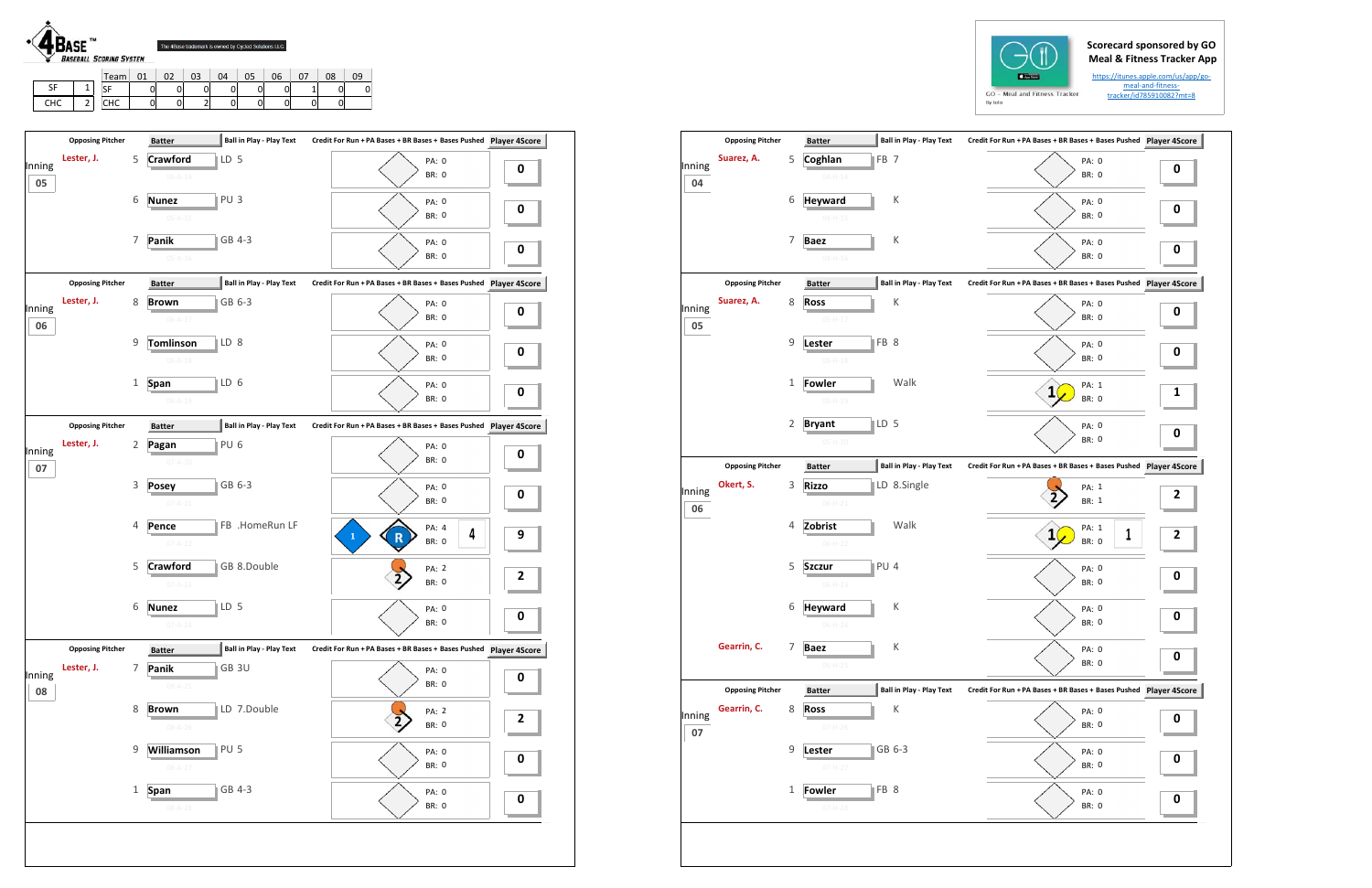**4BASE™ BASEBALL SCORING SYSTEM**

The 4Base trademark is owned by Cycled Solutions LLC

| Team | | Team | 01 | 02 | 03 | 04 | 05 | 06 | 07 | 08 | 09 |
|---|---|---|---|---|---|---|---|---|---|---|---|
| SF | 1 | SF | 0 | 0 | 0 | 0 | 0 | 0 | 1 | 0 | 0 |
| CHC | 2 | CHC | 0 | 0 | 2 | 0 | 0 | 0 | 0 | 0 | |

**Scorecard sponsored by GO Meal & Fitness Tracker App**

https://itunes.apple.com/us/app/go-meal-and-fitness-tracker/id785910082?mt=8

GO - Meal and Fitness Tracker

## SF

| Inning | Opposing Pitcher | # | Batter | Ball in Play - Play Text | Credit For Run + PA Bases + BR Bases + Bases Pushed | Player 4Score |
|---|---|---|---|---|---|---|
| 05 | Lester, J. | 5 | Crawford | LD 5 | PA: 0 BR: 0 | 0 |
| | | 6 | Nunez | PU 3 | PA: 0 BR: 0 | 0 |
| | | 7 | Panik | GB 4-3 | PA: 0 BR: 0 | 0 |
| 06 | Lester, J. | 8 | Brown | GB 6-3 | PA: 0 BR: 0 | 0 |
| | | 9 | Tomlinson | LD 8 | PA: 0 BR: 0 | 0 |
| | | 1 | Span | LD 6 | PA: 0 BR: 0 | 0 |
| 07 | Lester, J. | 2 | Pagan | PU 6 | PA: 0 BR: 0 | 0 |
| | | 3 | Posey | GB 6-3 | PA: 0 BR: 0 | 0 |
| | | 4 | Pence | FB .HomeRun LF | 1 R PA: 4 BR: 0 4 | 9 |
| | | 5 | Crawford | GB 8.Double | 2 PA: 2 BR: 0 | 2 |
| | | 6 | Nunez | LD 5 | PA: 0 BR: 0 | 0 |
| 08 | Lester, J. | 7 | Panik | GB 3U | PA: 0 BR: 0 | 0 |
| | | 8 | Brown | LD 7.Double | 2 PA: 2 BR: 0 | 2 |
| | | 9 | Williamson | PU 5 | PA: 0 BR: 0 | 0 |
| | | 1 | Span | GB 4-3 | PA: 0 BR: 0 | 0 |

## CHC

| Inning | Opposing Pitcher | # | Batter | Ball in Play - Play Text | Credit For Run + PA Bases + BR Bases + Bases Pushed | Player 4Score |
|---|---|---|---|---|---|---|
| 04 | Suarez, A. | 5 | Coghlan | FB 7 | PA: 0 BR: 0 | 0 |
| | | 6 | Heyward | K | PA: 0 BR: 0 | 0 |
| | | 7 | Baez | K | PA: 0 BR: 0 | 0 |
| 05 | Suarez, A. | 8 | Ross | K | PA: 0 BR: 0 | 0 |
| | | 9 | Lester | FB 8 | PA: 0 BR: 0 | 0 |
| | | 1 | Fowler | Walk | 1 PA: 1 BR: 0 | 1 |
| | | 2 | Bryant | LD 5 | PA: 0 BR: 0 | 0 |
| 06 | Okert, S. | 3 | Rizzo | LD 8.Single | 2 PA: 1 BR: 1 | 2 |
| | | 4 | Zobrist | Walk | 1 PA: 1 BR: 0 1 | 2 |
| | | 5 | Szczur | PU 4 | PA: 0 BR: 0 | 0 |
| | | 6 | Heyward | K | PA: 0 BR: 0 | 0 |
| | Gearrin, C. | 7 | Baez | K | PA: 0 BR: 0 | 0 |
| 07 | Gearrin, C. | 8 | Ross | K | PA: 0 BR: 0 | 0 |
| | | 9 | Lester | GB 6-3 | PA: 0 BR: 0 | 0 |
| | | 1 | Fowler | FB 8 | PA: 0 BR: 0 | 0 |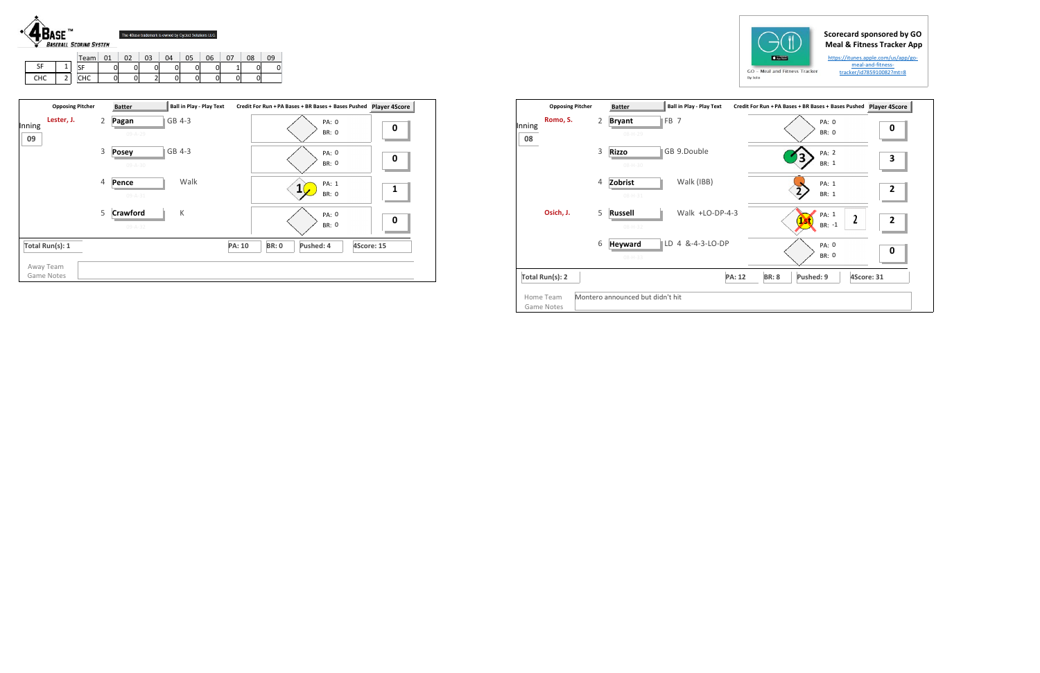4BASE™ BASEBALL SCORING SYSTEM

The 4Base trademark is owned by Cycled Solutions LLC

| | | | Team | 01 | 02 | 03 | 04 | 05 | 06 | 07 | 08 | 09 |
|---|---|---|---|---|---|---|---|---|---|---|---|---|
| SF | 1 | | SF | 0 | 0 | 0 | 0 | 0 | 0 | 1 | 0 | 0 |
| CHC | 2 | | CHC | 0 | 0 | 2 | 0 | 0 | 0 | 0 | 0 | |

Scorecard sponsored by GO Meal & Fitness Tracker App

https://itunes.apple.com/us/app/go-meal-and-fitness-tracker/id785910082?mt=8

GO - Meal and Fitness Tracker
By Iolo

## Away Team — Inning 09

| Opposing Pitcher | | Batter | Ball in Play - Play Text | Credit For Run + PA Bases + BR Bases + Bases Pushed | Player 4Score |
|---|---|---|---|---|---|
| Lester, J. | 2 | Pagan | GB 4-3 | PA: 0 BR: 0 | 0 |
| | 3 | Posey | GB 4-3 | PA: 0 BR: 0 | 0 |
| | 4 | Pence | Walk | 1 PA: 1 BR: 0 | 1 |
| | 5 | Crawford | K | PA: 0 BR: 0 | 0 |

Total Run(s): 1 | PA: 10 | BR: 0 | Pushed: 4 | 4Score: 15

Away Team Game Notes

## Home Team — Inning 08

| Opposing Pitcher | | Batter | Ball in Play - Play Text | Credit For Run + PA Bases + BR Bases + Bases Pushed | Player 4Score |
|---|---|---|---|---|---|
| Romo, S. | 2 | Bryant | FB 7 | PA: 0 BR: 0 | 0 |
| | 3 | Rizzo | GB 9.Double | 3 PA: 2 BR: 1 | 3 |
| | 4 | Zobrist | Walk (IBB) | 2 PA: 1 BR: 1 | 2 |
| Osich, J. | 5 | Russell | Walk +LO-DP-4-3 | 1st PA: 1 BR: -1 2 | 2 |
| | 6 | Heyward | LD 4 &-4-3-LO-DP | PA: 0 BR: 0 | 0 |

Total Run(s): 2 | PA: 12 | BR: 8 | Pushed: 9 | 4Score: 31

Home Team Game Notes: Montero announced but didn't hit